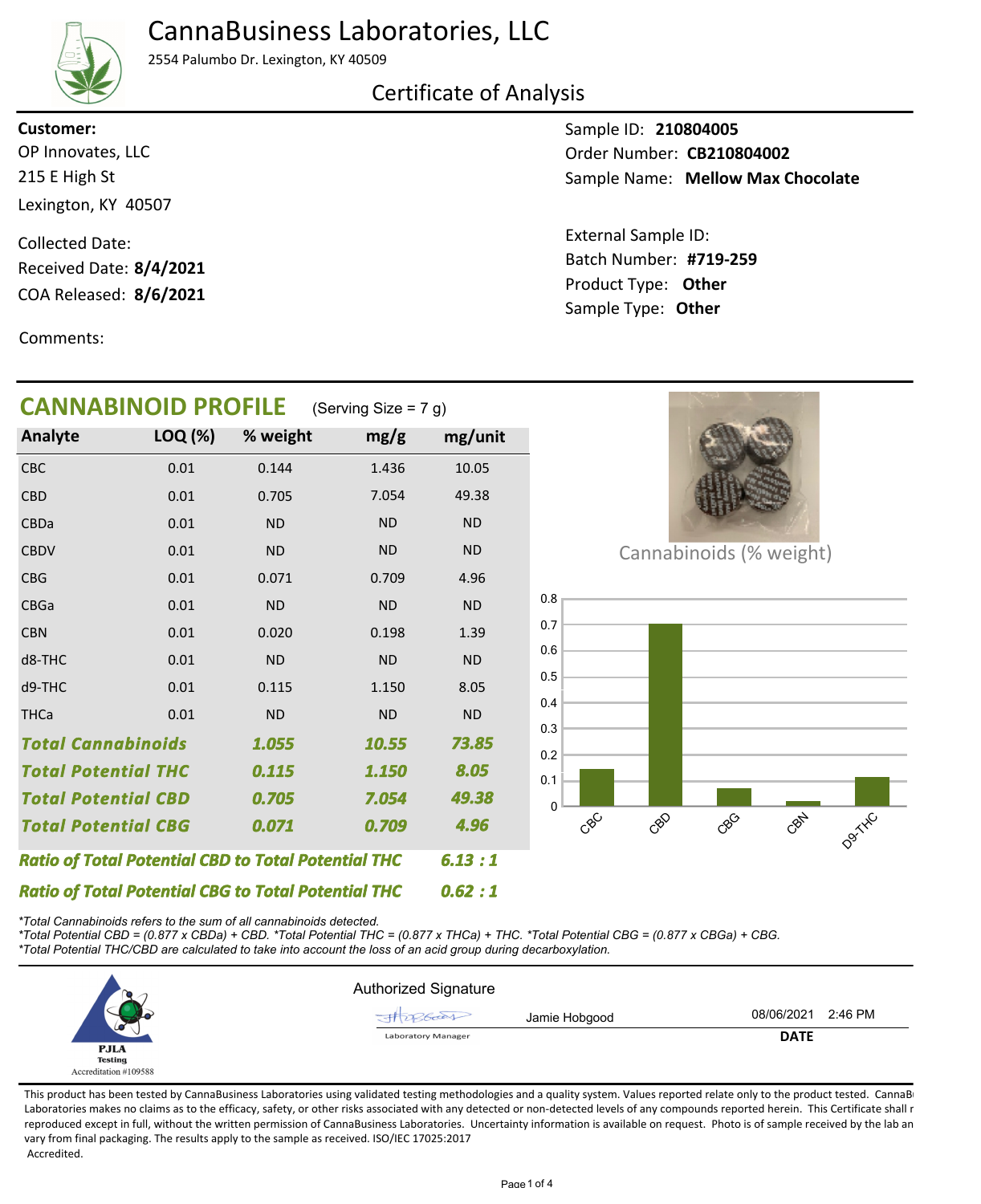# CannaBusiness Laboratories, LLC

2554 Palumbo Dr. Lexington, KY 40509

## Certificate of Analysis

**Customer:**
OP Innovates, LLC
215 E High St
Lexington, KY 40507

Collected Date:
Received Date: **8/4/2021**
COA Released: **8/6/2021**

Comments:

Sample ID: **210804005**
Order Number: **CB210804002**
Sample Name: **Mellow Max Chocolate**

External Sample ID:
Batch Number: **#719-259**
Product Type: **Other**
Sample Type: **Other**

## CANNABINOID PROFILE (Serving Size = 7 g)

| Analyte | LOQ (%) | % weight | mg/g | mg/unit |
|---|---|---|---|---|
| CBC | 0.01 | 0.144 | 1.436 | 10.05 |
| CBD | 0.01 | 0.705 | 7.054 | 49.38 |
| CBDa | 0.01 | ND | ND | ND |
| CBDV | 0.01 | ND | ND | ND |
| CBG | 0.01 | 0.071 | 0.709 | 4.96 |
| CBGa | 0.01 | ND | ND | ND |
| CBN | 0.01 | 0.020 | 0.198 | 1.39 |
| d8-THC | 0.01 | ND | ND | ND |
| d9-THC | 0.01 | 0.115 | 1.150 | 8.05 |
| THCa | 0.01 | ND | ND | ND |
| ***Total Cannabinoids*** | | ***1.055*** | ***10.55*** | ***73.85*** |
| ***Total Potential THC*** | | ***0.115*** | ***1.150*** | ***8.05*** |
| ***Total Potential CBD*** | | ***0.705*** | ***7.054*** | ***49.38*** |
| ***Total Potential CBG*** | | ***0.071*** | ***0.709*** | ***4.96*** |

***Ratio of Total Potential CBD to Total Potential THC*** ***6.13 : 1***

***Ratio of Total Potential CBG to Total Potential THC*** ***0.62 : 1***

Cannabinoids (% weight)

| Cannabinoid | % weight |
|---|---|
| CBC | 0.144 |
| CBD | 0.705 |
| CBG | 0.071 |
| CBN | 0.020 |
| D9-THC | 0.115 |

*\*Total Cannabinoids refers to the sum of all cannabinoids detected.*
*\*Total Potential CBD = (0.877 x CBDa) + CBD. \*Total Potential THC = (0.877 x THCa) + THC. \*Total Potential CBG = (0.877 x CBGa) + CBG.*
*\*Total Potential THC/CBD are calculated to take into account the loss of an acid group during decarboxylation.*

PJLA Testing
Accreditation #109588

Authorized Signature

Jamie Hobgood — Laboratory Manager

08/06/2021 2:46 PM
**DATE**

This product has been tested by CannaBusiness Laboratories using validated testing methodologies and a quality system. Values reported relate only to the product tested. CannaBusiness Laboratories makes no claims as to the efficacy, safety, or other risks associated with any detected or non-detected levels of any compounds reported herein. This Certificate shall not be reproduced except in full, without the written permission of CannaBusiness Laboratories. Uncertainty information is available on request. Photo is of sample received by the lab and may vary from final packaging. The results apply to the sample as received. ISO/IEC 17025:2017 Accredited.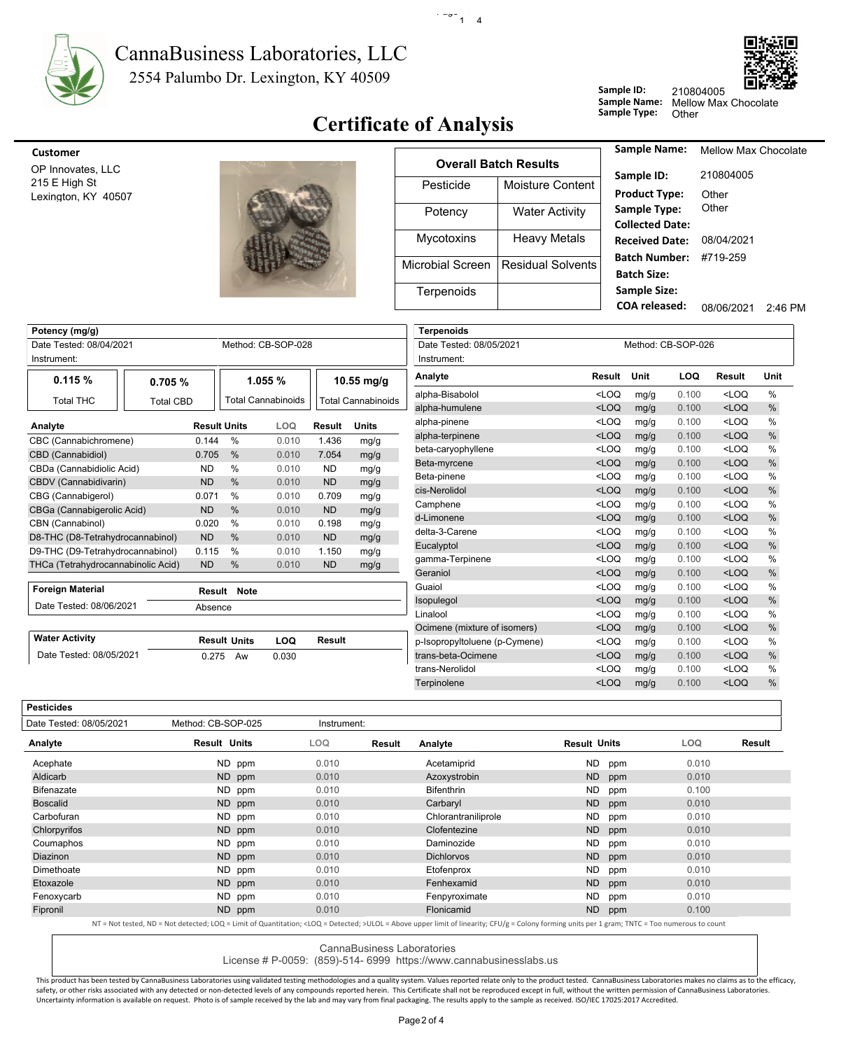# CannaBusiness Laboratories, LLC

2554 Palumbo Dr. Lexington, KY 40509

**Sample ID:** 210804005
**Sample Name:** Mellow Max Chocolate
**Sample Type:** Other

## Certificate of Analysis

**Customer**

OP Innovates, LLC
215 E High St
Lexington, KY 40507

| Overall Batch Results | |
|---|---|
| Pesticide | Moisture Content |
| Potency | Water Activity |
| Mycotoxins | Heavy Metals |
| Microbial Screen | Residual Solvents |
| Terpenoids | |

**Sample Name:** Mellow Max Chocolate
**Sample ID:** 210804005
**Product Type:** Other
**Sample Type:** Other
**Collected Date:**
**Received Date:** 08/04/2021
**Batch Number:** #719-259
**Batch Size:**
**Sample Size:**
**COA released:** 08/06/2021 2:46 PM

### Potency (mg/g)

Date Tested: 08/04/2021 — Method: CB-SOP-028
Instrument:

| 0.115 % | 0.705 % | 1.055 % | 10.55 mg/g |
|---|---|---|---|
| Total THC | Total CBD | Total Cannabinoids | Total Cannabinoids |

| Analyte | Result | Units | LOQ | Result | Units |
|---|---|---|---|---|---|
| CBC (Cannabichromene) | 0.144 | % | 0.010 | 1.436 | mg/g |
| CBD (Cannabidiol) | 0.705 | % | 0.010 | 7.054 | mg/g |
| CBDa (Cannabidiolic Acid) | ND | % | 0.010 | ND | mg/g |
| CBDV (Cannabidivarin) | ND | % | 0.010 | ND | mg/g |
| CBG (Cannabigerol) | 0.071 | % | 0.010 | 0.709 | mg/g |
| CBGa (Cannabigerolic Acid) | ND | % | 0.010 | ND | mg/g |
| CBN (Cannabinol) | 0.020 | % | 0.010 | 0.198 | mg/g |
| D8-THC (D8-Tetrahydrocannabinol) | ND | % | 0.010 | ND | mg/g |
| D9-THC (D9-Tetrahydrocannabinol) | 0.115 | % | 0.010 | 1.150 | mg/g |
| THCa (Tetrahydrocannabinolic Acid) | ND | % | 0.010 | ND | mg/g |

### Foreign Material

| Foreign Material | Result | Note |
|---|---|---|
| Date Tested: 08/06/2021 | Absence | |

### Water Activity

| Water Activity | Result | Units | LOQ | Result |
|---|---|---|---|---|
| Date Tested: 08/05/2021 | 0.275 | Aw | 0.030 | |

### Terpenoids

Date Tested: 08/05/2021 — Method: CB-SOP-026
Instrument:

| Analyte | Result | Unit | LOQ | Result | Unit |
|---|---|---|---|---|---|
| alpha-Bisabolol | <LOQ | mg/g | 0.100 | <LOQ | % |
| alpha-humulene | <LOQ | mg/g | 0.100 | <LOQ | % |
| alpha-pinene | <LOQ | mg/g | 0.100 | <LOQ | % |
| alpha-terpinene | <LOQ | mg/g | 0.100 | <LOQ | % |
| beta-caryophyllene | <LOQ | mg/g | 0.100 | <LOQ | % |
| Beta-myrcene | <LOQ | mg/g | 0.100 | <LOQ | % |
| Beta-pinene | <LOQ | mg/g | 0.100 | <LOQ | % |
| cis-Nerolidol | <LOQ | mg/g | 0.100 | <LOQ | % |
| Camphene | <LOQ | mg/g | 0.100 | <LOQ | % |
| d-Limonene | <LOQ | mg/g | 0.100 | <LOQ | % |
| delta-3-Carene | <LOQ | mg/g | 0.100 | <LOQ | % |
| Eucalyptol | <LOQ | mg/g | 0.100 | <LOQ | % |
| gamma-Terpinene | <LOQ | mg/g | 0.100 | <LOQ | % |
| Geraniol | <LOQ | mg/g | 0.100 | <LOQ | % |
| Guaiol | <LOQ | mg/g | 0.100 | <LOQ | % |
| Isopulegol | <LOQ | mg/g | 0.100 | <LOQ | % |
| Linalool | <LOQ | mg/g | 0.100 | <LOQ | % |
| Ocimene (mixture of isomers) | <LOQ | mg/g | 0.100 | <LOQ | % |
| p-Isopropyltoluene (p-Cymene) | <LOQ | mg/g | 0.100 | <LOQ | % |
| trans-beta-Ocimene | <LOQ | mg/g | 0.100 | <LOQ | % |
| trans-Nerolidol | <LOQ | mg/g | 0.100 | <LOQ | % |
| Terpinolene | <LOQ | mg/g | 0.100 | <LOQ | % |

### Pesticides

Date Tested: 08/05/2021 — Method: CB-SOP-025 — Instrument:

| Analyte | Result | Units | LOQ | Result | Analyte | Result | Units | LOQ | Result |
|---|---|---|---|---|---|---|---|---|---|
| Acephate | ND | ppm | 0.010 | | Acetamiprid | ND | ppm | 0.010 | |
| Aldicarb | ND | ppm | 0.010 | | Azoxystrobin | ND | ppm | 0.010 | |
| Bifenazate | ND | ppm | 0.010 | | Bifenthrin | ND | ppm | 0.100 | |
| Boscalid | ND | ppm | 0.010 | | Carbaryl | ND | ppm | 0.010 | |
| Carbofuran | ND | ppm | 0.010 | | Chlorantraniliprole | ND | ppm | 0.010 | |
| Chlorpyrifos | ND | ppm | 0.010 | | Clofentezine | ND | ppm | 0.010 | |
| Coumaphos | ND | ppm | 0.010 | | Daminozide | ND | ppm | 0.010 | |
| Diazinon | ND | ppm | 0.010 | | Dichlorvos | ND | ppm | 0.010 | |
| Dimethoate | ND | ppm | 0.010 | | Etofenprox | ND | ppm | 0.010 | |
| Etoxazole | ND | ppm | 0.010 | | Fenhexamid | ND | ppm | 0.010 | |
| Fenoxycarb | ND | ppm | 0.010 | | Fenpyroximate | ND | ppm | 0.010 | |
| Fipronil | ND | ppm | 0.010 | | Flonicamid | ND | ppm | 0.100 | |

NT = Not tested, ND = Not detected; LOQ = Limit of Quantitation; <LOQ = Detected; >ULOL = Above upper limit of linearity; CFU/g = Colony forming units per 1 gram; TNTC = Too numerous to count

CannaBusiness Laboratories
License # P-0059: (859)-514- 6999 https://www.cannabusinesslabs.us

This product has been tested by CannaBusiness Laboratories using validated testing methodologies and a quality system. Values reported relate only to the product tested. CannaBusiness Laboratories makes no claims as to the efficacy, safety, or other risks associated with any detected or non-detected levels of any compounds reported herein. This Certificate shall not be reproduced except in full, without the written permission of CannaBusiness Laboratories. Uncertainty information is available on request. Photo is of sample received by the lab and may vary from final packaging. The results apply to the sample as received. ISO/IEC 17025:2017 Accredited.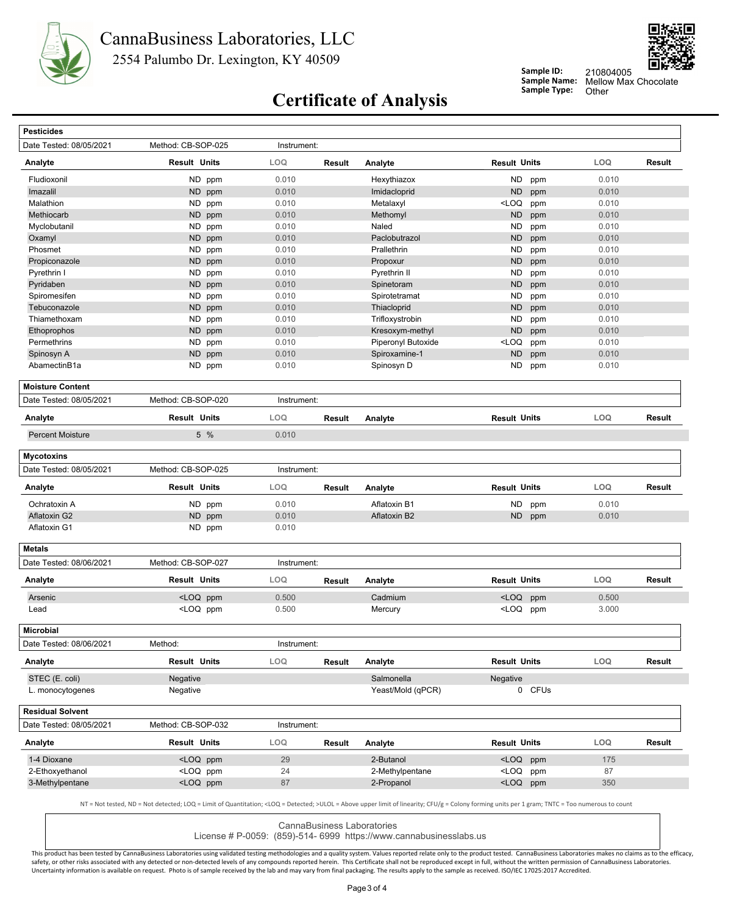# CannaBusiness Laboratories, LLC

2554 Palumbo Dr. Lexington, KY 40509

**Sample ID:** 210804005
**Sample Name:** Mellow Max Chocolate
**Sample Type:** Other

# Certificate of Analysis

## Pesticides

Date Tested: 08/05/2021 | Method: CB-SOP-025 | Instrument:

| Analyte | Result | Units | LOQ | Result | Analyte | Result | Units | LOQ | Result |
|---|---|---|---|---|---|---|---|---|---|
| Fludioxonil | ND | ppm | 0.010 | | Hexythiazox | ND | ppm | 0.010 | |
| Imazalil | ND | ppm | 0.010 | | Imidacloprid | ND | ppm | 0.010 | |
| Malathion | ND | ppm | 0.010 | | Metalaxyl | <LOQ | ppm | 0.010 | |
| Methiocarb | ND | ppm | 0.010 | | Methomyl | ND | ppm | 0.010 | |
| Myclobutanil | ND | ppm | 0.010 | | Naled | ND | ppm | 0.010 | |
| Oxamyl | ND | ppm | 0.010 | | Paclobutrazol | ND | ppm | 0.010 | |
| Phosmet | ND | ppm | 0.010 | | Prallethrin | ND | ppm | 0.010 | |
| Propiconazole | ND | ppm | 0.010 | | Propoxur | ND | ppm | 0.010 | |
| Pyrethrin I | ND | ppm | 0.010 | | Pyrethrin II | ND | ppm | 0.010 | |
| Pyridaben | ND | ppm | 0.010 | | Spinetoram | ND | ppm | 0.010 | |
| Spiromesifen | ND | ppm | 0.010 | | Spirotetramat | ND | ppm | 0.010 | |
| Tebuconazole | ND | ppm | 0.010 | | Thiacloprid | ND | ppm | 0.010 | |
| Thiamethoxam | ND | ppm | 0.010 | | Trifloxystrobin | ND | ppm | 0.010 | |
| Ethoprophos | ND | ppm | 0.010 | | Kresoxym-methyl | ND | ppm | 0.010 | |
| Permethrins | ND | ppm | 0.010 | | Piperonyl Butoxide | <LOQ | ppm | 0.010 | |
| Spinosyn A | ND | ppm | 0.010 | | Spiroxamine-1 | ND | ppm | 0.010 | |
| AbamectinB1a | ND | ppm | 0.010 | | Spinosyn D | ND | ppm | 0.010 | |

## Moisture Content

Date Tested: 08/05/2021 | Method: CB-SOP-020 | Instrument:

| Analyte | Result | Units | LOQ | Result | Analyte | Result | Units | LOQ | Result |
|---|---|---|---|---|---|---|---|---|---|
| Percent Moisture | 5 | % | 0.010 | | | | | | |

## Mycotoxins

Date Tested: 08/05/2021 | Method: CB-SOP-025 | Instrument:

| Analyte | Result | Units | LOQ | Result | Analyte | Result | Units | LOQ | Result |
|---|---|---|---|---|---|---|---|---|---|
| Ochratoxin A | ND | ppm | 0.010 | | Aflatoxin B1 | ND | ppm | 0.010 | |
| Aflatoxin G2 | ND | ppm | 0.010 | | Aflatoxin B2 | ND | ppm | 0.010 | |
| Aflatoxin G1 | ND | ppm | 0.010 | | | | | | |

## Metals

Date Tested: 08/06/2021 | Method: CB-SOP-027 | Instrument:

| Analyte | Result | Units | LOQ | Result | Analyte | Result | Units | LOQ | Result |
|---|---|---|---|---|---|---|---|---|---|
| Arsenic | <LOQ | ppm | 0.500 | | Cadmium | <LOQ | ppm | 0.500 | |
| Lead | <LOQ | ppm | 0.500 | | Mercury | <LOQ | ppm | 3.000 | |

## Microbial

Date Tested: 08/06/2021 | Method: | Instrument:

| Analyte | Result | Units | LOQ | Result | Analyte | Result | Units | LOQ | Result |
|---|---|---|---|---|---|---|---|---|---|
| STEC (E. coli) | Negative | | | | Salmonella | Negative | | | |
| L. monocytogenes | Negative | | | | Yeast/Mold (qPCR) | 0 | CFUs | | |

## Residual Solvent

Date Tested: 08/05/2021 | Method: CB-SOP-032 | Instrument:

| Analyte | Result | Units | LOQ | Result | Analyte | Result | Units | LOQ | Result |
|---|---|---|---|---|---|---|---|---|---|
| 1-4 Dioxane | <LOQ | ppm | 29 | | 2-Butanol | <LOQ | ppm | 175 | |
| 2-Ethoxyethanol | <LOQ | ppm | 24 | | 2-Methylpentane | <LOQ | ppm | 87 | |
| 3-Methylpentane | <LOQ | ppm | 87 | | 2-Propanol | <LOQ | ppm | 350 | |

NT = Not tested, ND = Not detected; LOQ = Limit of Quantitation; <LOQ = Detected; >ULOL = Above upper limit of linearity; CFU/g = Colony forming units per 1 gram; TNTC = Too numerous to count

CannaBusiness Laboratories
License # P-0059: (859)-514- 6999 https://www.cannabusinesslabs.us

This product has been tested by CannaBusiness Laboratories using validated testing methodologies and a quality system. Values reported relate only to the product tested. CannaBusiness Laboratories makes no claims as to the efficacy, safety, or other risks associated with any detected or non-detected levels of any compounds reported herein. This Certificate shall not be reproduced except in full, without the written permission of CannaBusiness Laboratories. Uncertainty information is available on request. Photo is of sample received by the lab and may vary from final packaging. The results apply to the sample as received. ISO/IEC 17025:2017 Accredited.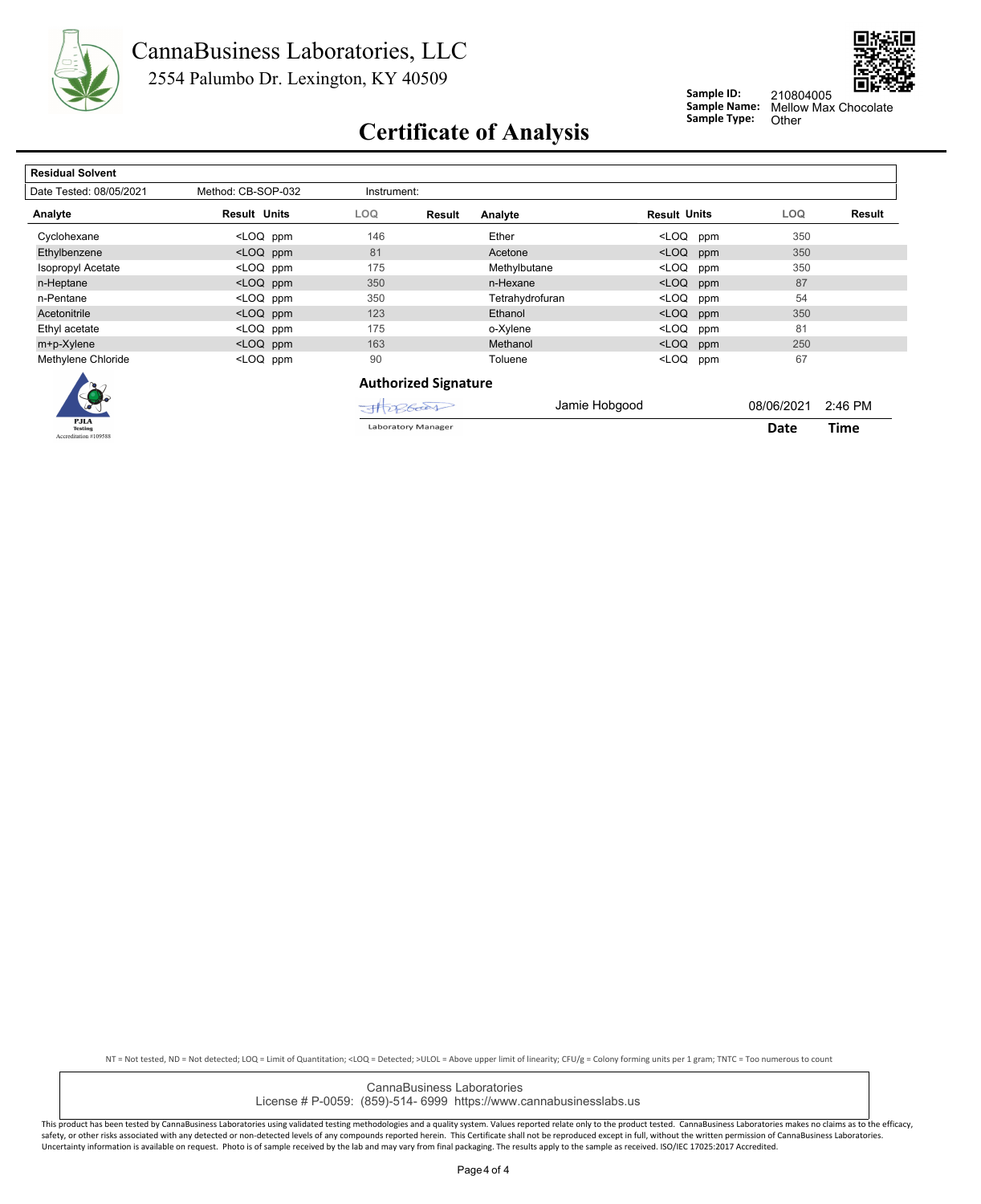CannaBusiness Laboratories, LLC
2554 Palumbo Dr. Lexington, KY 40509

**Sample ID:** 210804005
**Sample Name:** Mellow Max Chocolate
**Sample Type:** Other

# Certificate of Analysis

**Residual Solvent**

Date Tested: 08/05/2021 | Method: CB-SOP-032 | Instrument:

| Analyte | Result | Units | LOQ | Result | Analyte | Result | Units | LOQ | Result |
|---|---|---|---|---|---|---|---|---|---|
| Cyclohexane | <LOQ | ppm | 146 | | Ether | <LOQ | ppm | 350 | |
| Ethylbenzene | <LOQ | ppm | 81 | | Acetone | <LOQ | ppm | 350 | |
| Isopropyl Acetate | <LOQ | ppm | 175 | | Methylbutane | <LOQ | ppm | 350 | |
| n-Heptane | <LOQ | ppm | 350 | | n-Hexane | <LOQ | ppm | 87 | |
| n-Pentane | <LOQ | ppm | 350 | | Tetrahydrofuran | <LOQ | ppm | 54 | |
| Acetonitrile | <LOQ | ppm | 123 | | Ethanol | <LOQ | ppm | 350 | |
| Ethyl acetate | <LOQ | ppm | 175 | | o-Xylene | <LOQ | ppm | 81 | |
| m+p-Xylene | <LOQ | ppm | 163 | | Methanol | <LOQ | ppm | 250 | |
| Methylene Chloride | <LOQ | ppm | 90 | | Toluene | <LOQ | ppm | 67 | |

PJLA Testing
Accreditation #109588

**Authorized Signature**

| | | | |
|---|---|---|---|
| Laboratory Manager | Jamie Hobgood | 08/06/2021 | 2:46 PM |
| | | **Date** | **Time** |

NT = Not tested, ND = Not detected; LOQ = Limit of Quantitation; <LOQ = Detected; >ULOL = Above upper limit of linearity; CFU/g = Colony forming units per 1 gram; TNTC = Too numerous to count

CannaBusiness Laboratories
License # P-0059: (859)-514- 6999 https://www.cannabusinesslabs.us

This product has been tested by CannaBusiness Laboratories using validated testing methodologies and a quality system. Values reported relate only to the product tested. CannaBusiness Laboratories makes no claims as to the efficacy, safety, or other risks associated with any detected or non-detected levels of any compounds reported herein. This Certificate shall not be reproduced except in full, without the written permission of CannaBusiness Laboratories. Uncertainty information is available on request. Photo is of sample received by the lab and may vary from final packaging. The results apply to the sample as received. ISO/IEC 17025:2017 Accredited.